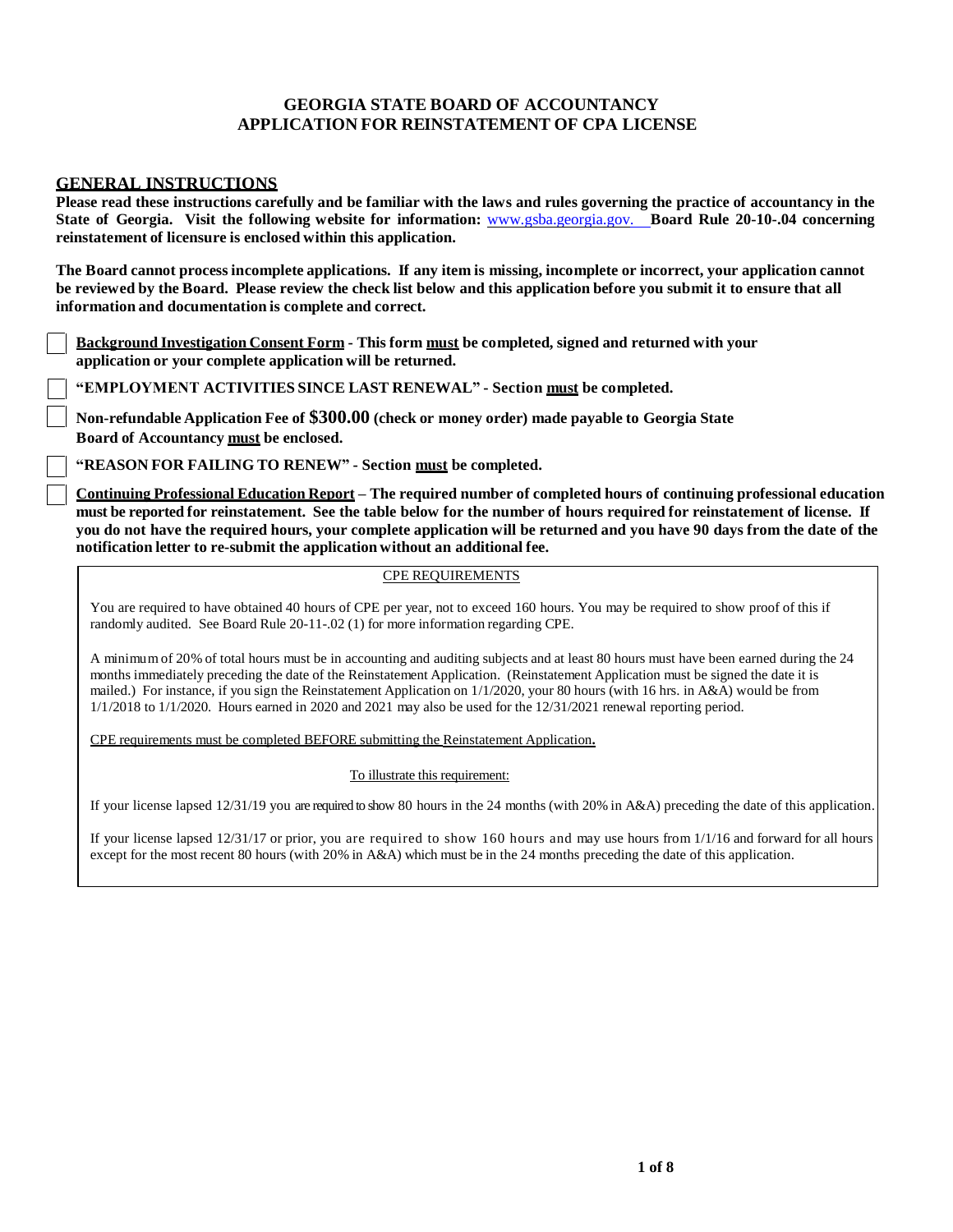# GEORGIA STATE BOARD OF ACCOUNTANCY
# APPLICATION FOR REINSTATEMENT OF CPA LICENSE

## GENERAL INSTRUCTIONS

**Please read these instructions carefully and be familiar with the laws and rules governing the practice of accountancy in the State of Georgia. Visit the following website for information:** www.gsba.georgia.gov. **Board Rule 20-10-.04 concerning reinstatement of licensure is enclosed within this application.**

**The Board cannot process incomplete applications. If any item is missing, incomplete or incorrect, your application cannot be reviewed by the Board. Please review the check list below and this application before you submit it to ensure that all information and documentation is complete and correct.**

- ☐ **Background Investigation Consent Form - This form must be completed, signed and returned with your application or your complete application will be returned.**
- ☐ **"EMPLOYMENT ACTIVITIES SINCE LAST RENEWAL" - Section must be completed.**
- ☐ **Non-refundable Application Fee of $300.00 (check or money order) made payable to Georgia State Board of Accountancy must be enclosed.**
- ☐ **"REASON FOR FAILING TO RENEW" - Section must be completed.**
- ☐ **Continuing Professional Education Report – The required number of completed hours of continuing professional education must be reported for reinstatement. See the table below for the number of hours required for reinstatement of license. If you do not have the required hours, your complete application will be returned and you have 90 days from the date of the notification letter to re-submit the application without an additional fee.**

CPE REQUIREMENTS

You are required to have obtained 40 hours of CPE per year, not to exceed 160 hours. You may be required to show proof of this if randomly audited. See Board Rule 20-11-.02 (1) for more information regarding CPE.

A minimum of 20% of total hours must be in accounting and auditing subjects and at least 80 hours must have been earned during the 24 months immediately preceding the date of the Reinstatement Application. (Reinstatement Application must be signed the date it is mailed.) For instance, if you sign the Reinstatement Application on 1/1/2020, your 80 hours (with 16 hrs. in A&A) would be from 1/1/2018 to 1/1/2020. Hours earned in 2020 and 2021 may also be used for the 12/31/2021 renewal reporting period.

CPE requirements must be completed BEFORE submitting the Reinstatement Application.

To illustrate this requirement:

If your license lapsed 12/31/19 you are required to show 80 hours in the 24 months (with 20% in A&A) preceding the date of this application.

If your license lapsed 12/31/17 or prior, you are required to show 160 hours and may use hours from 1/1/16 and forward for all hours except for the most recent 80 hours (with 20% in A&A) which must be in the 24 months preceding the date of this application.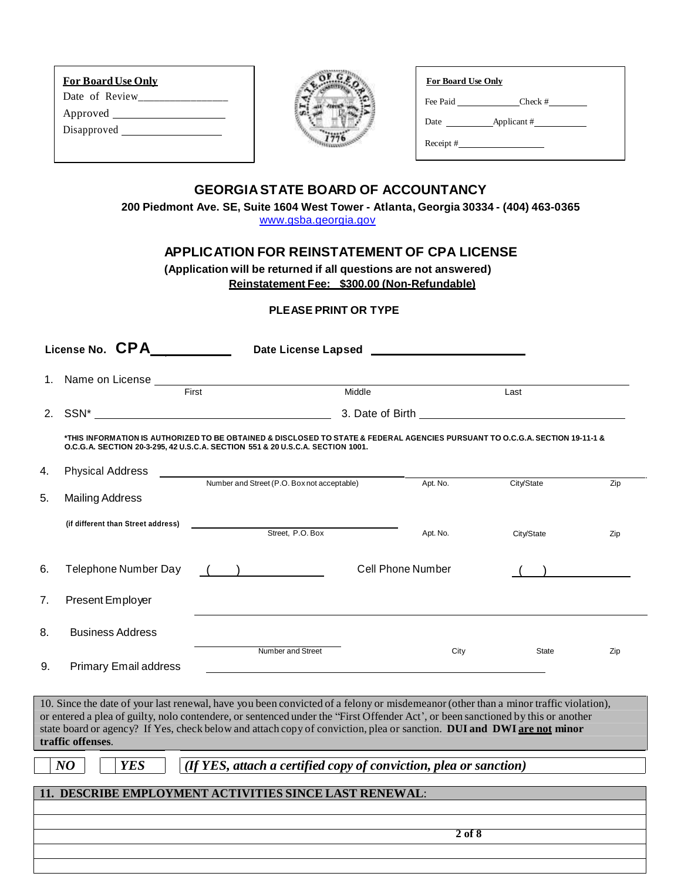| For Board Use Only |
|---|
| Date of Review_______________ |
| Approved ___________________ |
| Disapproved _________________ |

| For Board Use Only | |
|---|---|
| Fee Paid ____________ | Check #________ |
| Date __________ | Applicant #___________ |
| Receipt #_________________ | |

# GEORGIA STATE BOARD OF ACCOUNTANCY

**200 Piedmont Ave. SE, Suite 1604 West Tower - Atlanta, Georgia 30334 - (404) 463-0365**

www.gsba.georgia.gov

## APPLICATION FOR REINSTATEMENT OF CPA LICENSE

**(Application will be returned if all questions are not answered)**

**Reinstatement Fee: $300.00 (Non-Refundable)**

**PLEASE PRINT OR TYPE**

**License No. CPA**__________ **Date License Lapsed** ______________________

1. Name on License ______________________________________________
   First Middle Last

2. SSN* ______________________ 3. Date of Birth ______________________

**\*THIS INFORMATION IS AUTHORIZED TO BE OBTAINED & DISCLOSED TO STATE & FEDERAL AGENCIES PURSUANT TO O.C.G.A. SECTION 19-11-1 & O.C.G.A. SECTION 20-3-295, 42 U.S.C.A. SECTION 551 & 20 U.S.C.A. SECTION 1001.**

4. Physical Address ______________________________________________
   Number and Street (P.O. Box not acceptable) Apt. No. City/State Zip

5. Mailing Address
   **(if different than Street address)** ______________________________
   Street, P.O. Box Apt. No. City/State Zip

6. Telephone Number Day ( ) ____________ Cell Phone Number ( ) ____________

7. Present Employer ______________________________________________

8. Business Address ______________________________________________
   Number and Street City State Zip

9. Primary Email address ______________________________________________

10. Since the date of your last renewal, have you been convicted of a felony or misdemeanor (other than a minor traffic violation), or entered a plea of guilty, nolo contendere, or sentenced under the "First Offender Act", or been sanctioned by this or another state board or agency? If Yes, check below and attach copy of conviction, plea or sanction. **DUI and DWI are not minor traffic offenses**.

| | ***NO*** | | ***YES*** | ***(If YES, attach a certified copy of conviction, plea or sanction)*** |
|---|---|---|---|---|

| **11. DESCRIBE EMPLOYMENT ACTIVITIES SINCE LAST RENEWAL**: |
|---|
| |
| |
| |
| |
| |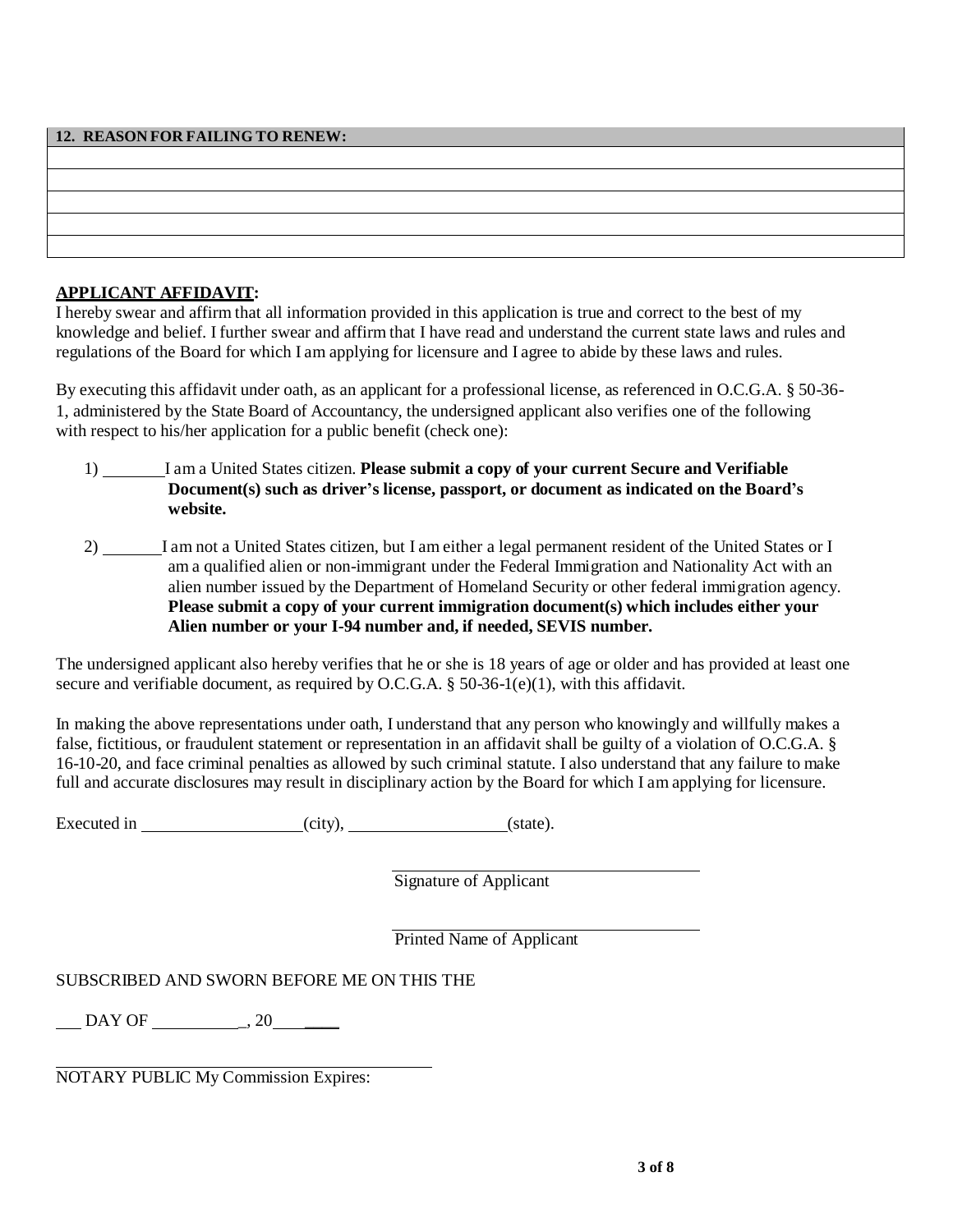| 12. REASON FOR FAILING TO RENEW: |
| --- |
| |
| |
| |
| |
| |

**APPLICANT AFFIDAVIT:**

I hereby swear and affirm that all information provided in this application is true and correct to the best of my knowledge and belief. I further swear and affirm that I have read and understand the current state laws and rules and regulations of the Board for which I am applying for licensure and I agree to abide by these laws and rules.

By executing this affidavit under oath, as an applicant for a professional license, as referenced in O.C.G.A. § 50-36-1, administered by the State Board of Accountancy, the undersigned applicant also verifies one of the following with respect to his/her application for a public benefit (check one):

1) _______ I am a United States citizen. **Please submit a copy of your current Secure and Verifiable Document(s) such as driver's license, passport, or document as indicated on the Board's website.**

2) _______ I am not a United States citizen, but I am either a legal permanent resident of the United States or I am a qualified alien or non-immigrant under the Federal Immigration and Nationality Act with an alien number issued by the Department of Homeland Security or other federal immigration agency. **Please submit a copy of your current immigration document(s) which includes either your Alien number or your I-94 number and, if needed, SEVIS number.**

The undersigned applicant also hereby verifies that he or she is 18 years of age or older and has provided at least one secure and verifiable document, as required by O.C.G.A. § 50-36-1(e)(1), with this affidavit.

In making the above representations under oath, I understand that any person who knowingly and willfully makes a false, fictitious, or fraudulent statement or representation in an affidavit shall be guilty of a violation of O.C.G.A. § 16-10-20, and face criminal penalties as allowed by such criminal statute. I also understand that any failure to make full and accurate disclosures may result in disciplinary action by the Board for which I am applying for licensure.

Executed in __________________ (city), __________________ (state).

\_\_\_\_\_\_\_\_\_\_\_\_\_\_\_\_\_\_\_\_\_\_\_\_\_\_\_\_\_\_\_\_\_\_\_\_
Signature of Applicant

\_\_\_\_\_\_\_\_\_\_\_\_\_\_\_\_\_\_\_\_\_\_\_\_\_\_\_\_\_\_\_\_\_\_\_\_
Printed Name of Applicant

SUBSCRIBED AND SWORN BEFORE ME ON THIS THE

___ DAY OF __________, 20________

\_\_\_\_\_\_\_\_\_\_\_\_\_\_\_\_\_\_\_\_\_\_\_\_\_\_\_\_\_\_\_\_\_\_\_\_\_\_\_\_\_\_\_\_
NOTARY PUBLIC My Commission Expires: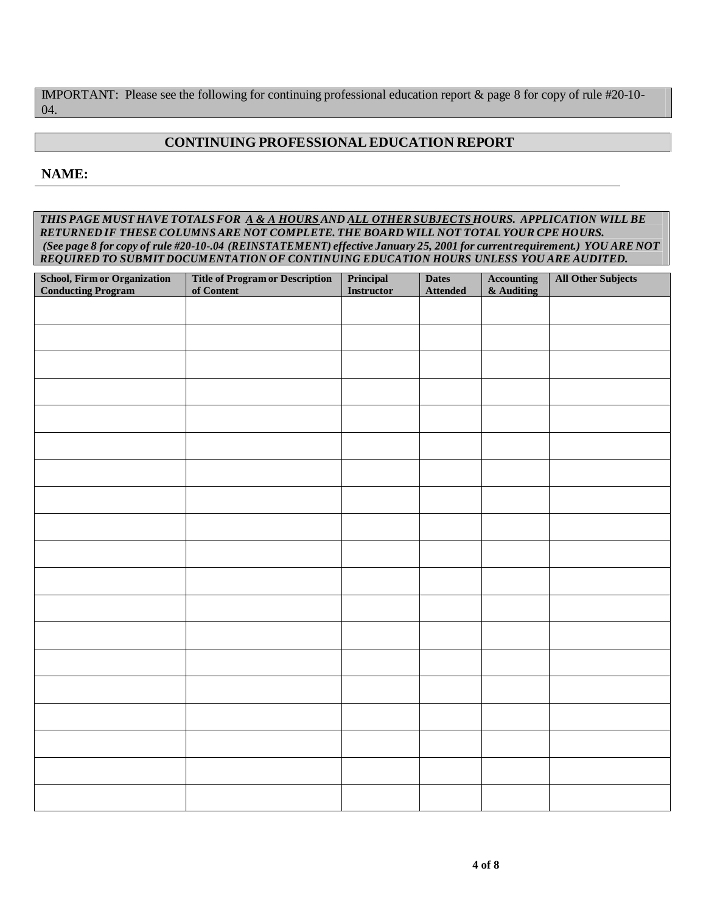IMPORTANT: Please see the following for continuing professional education report & page 8 for copy of rule #20-10-04.

## CONTINUING PROFESSIONAL EDUCATION REPORT

**NAME:**

***THIS PAGE MUST HAVE TOTALS FOR <u>A & A HOURS</u> AND <u>ALL OTHER SUBJECTS</u> HOURS. APPLICATION WILL BE RETURNED IF THESE COLUMNS ARE NOT COMPLETE. THE BOARD WILL NOT TOTAL YOUR CPE HOURS. (See page 8 for copy of rule #20-10-.04 (REINSTATEMENT) effective January 25, 2001 for current requirement.) YOU ARE NOT REQUIRED TO SUBMIT DOCUMENTATION OF CONTINUING EDUCATION HOURS UNLESS YOU ARE AUDITED.***

| School, Firm or Organization Conducting Program | Title of Program or Description of Content | Principal Instructor | Dates Attended | Accounting & Auditing | All Other Subjects |
|---|---|---|---|---|---|
| | | | | | |
| | | | | | |
| | | | | | |
| | | | | | |
| | | | | | |
| | | | | | |
| | | | | | |
| | | | | | |
| | | | | | |
| | | | | | |
| | | | | | |
| | | | | | |
| | | | | | |
| | | | | | |
| | | | | | |
| | | | | | |
| | | | | | |
| | | | | | |
| | | | | | |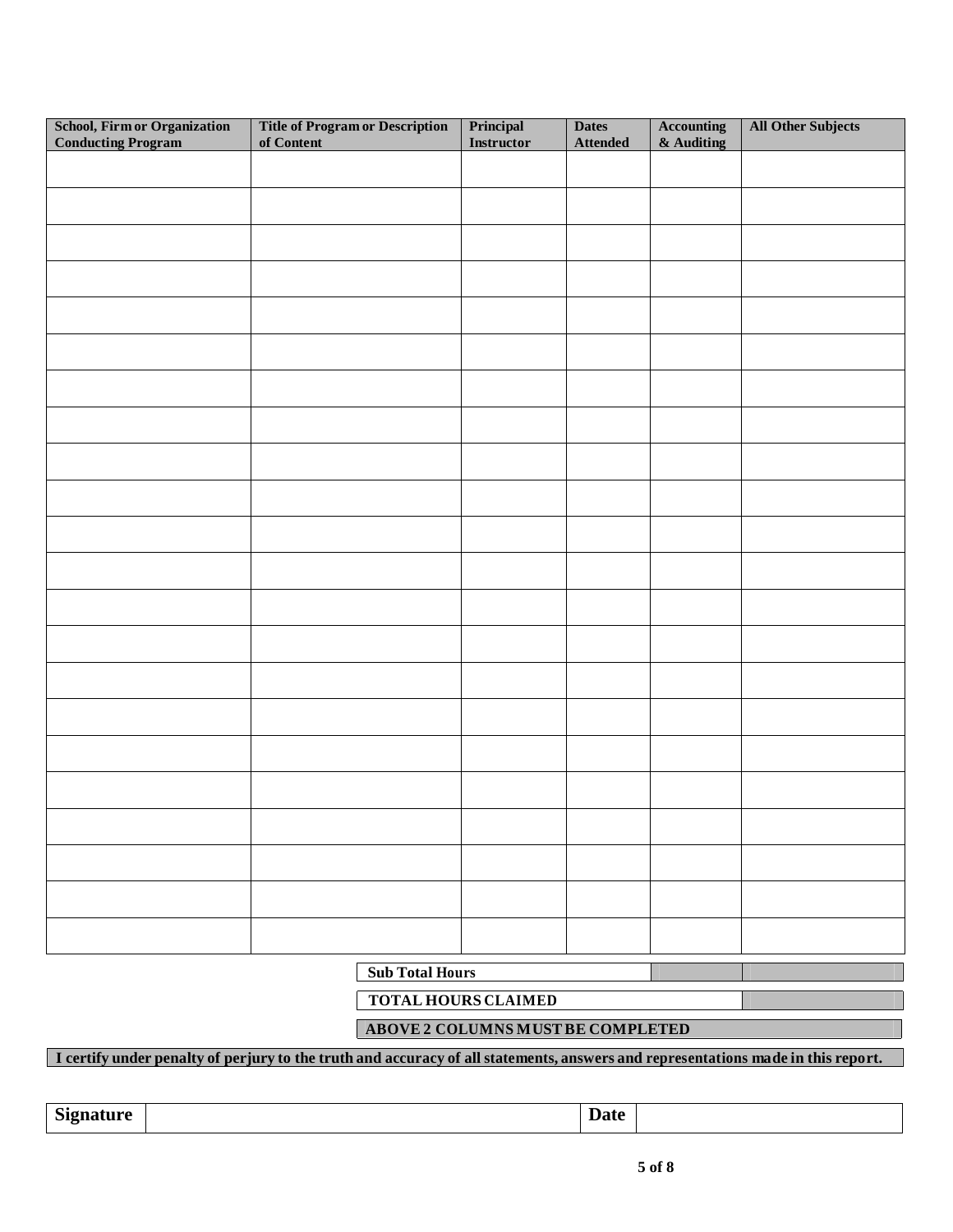| School, Firm or Organization Conducting Program | Title of Program or Description of Content | Principal Instructor | Dates Attended | Accounting & Auditing | All Other Subjects |
|---|---|---|---|---|---|
| | | | | | |
| | | | | | |
| | | | | | |
| | | | | | |
| | | | | | |
| | | | | | |
| | | | | | |
| | | | | | |
| | | | | | |
| | | | | | |
| | | | | | |
| | | | | | |
| | | | | | |
| | | | | | |
| | | | | | |
| | | | | | |
| | | | | | |
| | | | | | |
| | | | | | |
| | | | | | |
| | | | | | |
| | | | | | |

| | | |
|---|---|---|
| **Sub Total Hours** | | |
| **TOTAL HOURS CLAIMED** | | |
| **ABOVE 2 COLUMNS MUST BE COMPLETED** | | |

**I certify under penalty of perjury to the truth and accuracy of all statements, answers and representations made in this report.**

| **Signature** | | **Date** | |
|---|---|---|---|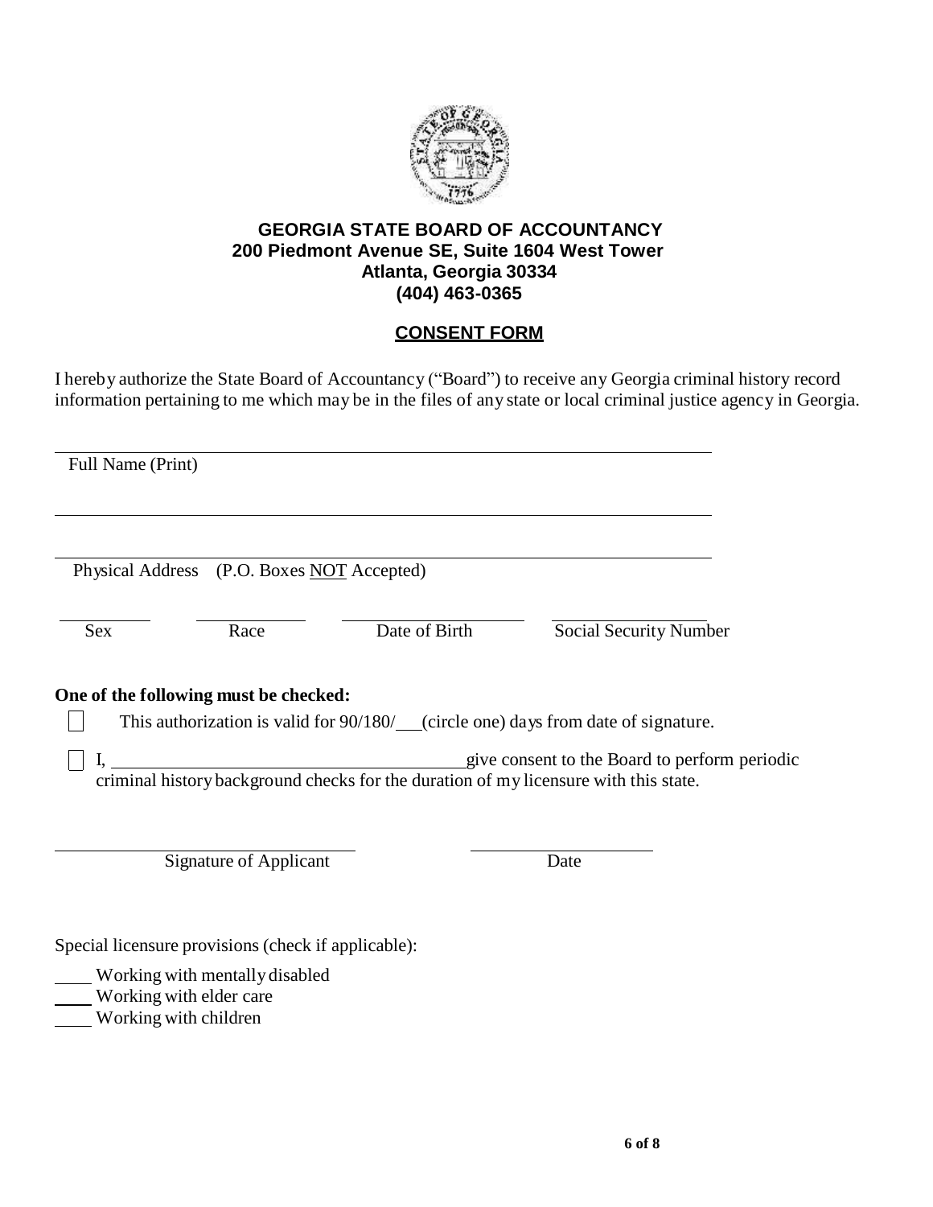**GEORGIA STATE BOARD OF ACCOUNTANCY**
**200 Piedmont Avenue SE, Suite 1604 West Tower**
**Atlanta, Georgia 30334**
**(404) 463-0365**

## CONSENT FORM

I hereby authorize the State Board of Accountancy ("Board") to receive any Georgia criminal history record information pertaining to me which may be in the files of any state or local criminal justice agency in Georgia.

______________________________________________________________
Full Name (Print)

______________________________________________________________

______________________________________________________________
Physical Address (P.O. Boxes NOT Accepted)

__________ __________ ________________ ________________
Sex Race Date of Birth Social Security Number

**One of the following must be checked:**

☐ This authorization is valid for 90/180/___ (circle one) days from date of signature.

☐ I, ______________________________ give consent to the Board to perform periodic criminal history background checks for the duration of my licensure with this state.

______________________________ ________________
Signature of Applicant Date

Special licensure provisions (check if applicable):

____ Working with mentally disabled
____ Working with elder care
____ Working with children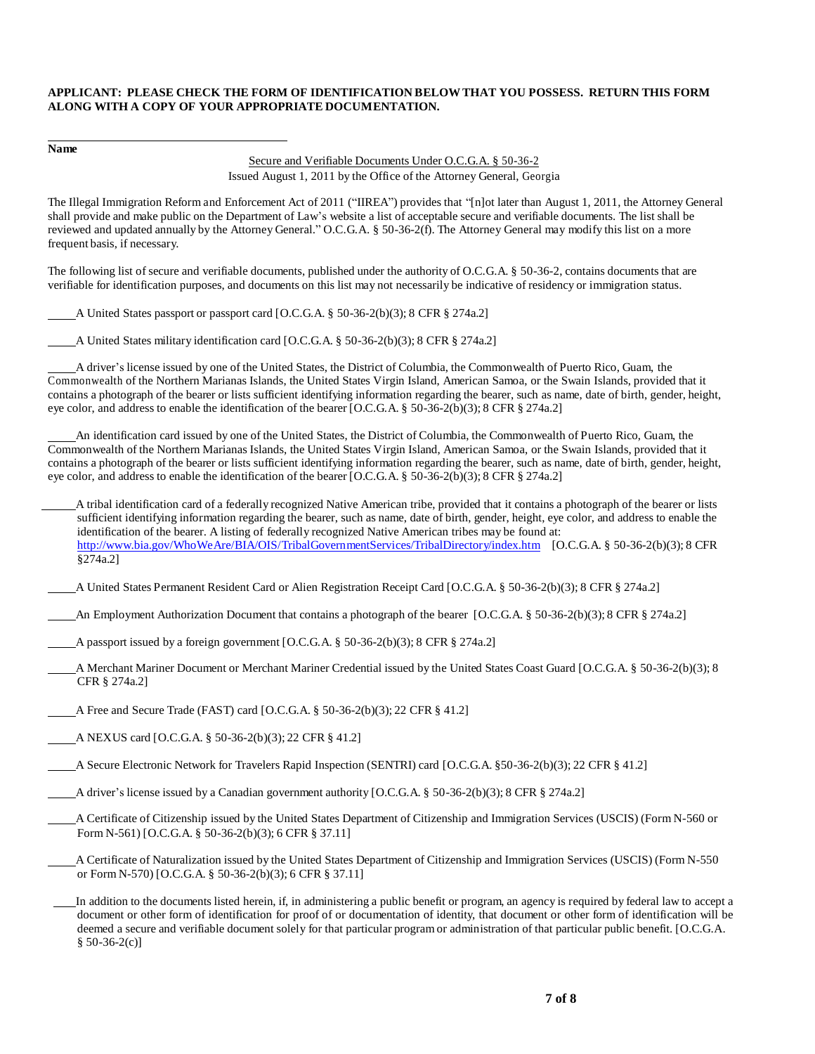**APPLICANT: PLEASE CHECK THE FORM OF IDENTIFICATION BELOW THAT YOU POSSESS. RETURN THIS FORM ALONG WITH A COPY OF YOUR APPROPRIATE DOCUMENTATION.**

\_\_\_\_\_\_\_\_\_\_\_\_\_\_\_\_\_\_\_\_\_\_\_\_\_\_\_\_\_\_\_\_\_\_\_\_\_\_\_\_

**Name**

Secure and Verifiable Documents Under O.C.G.A. § 50-36-2
Issued August 1, 2011 by the Office of the Attorney General, Georgia

The Illegal Immigration Reform and Enforcement Act of 2011 ("IIREA") provides that "[n]ot later than August 1, 2011, the Attorney General shall provide and make public on the Department of Law's website a list of acceptable secure and verifiable documents. The list shall be reviewed and updated annually by the Attorney General." O.C.G.A. § 50-36-2(f). The Attorney General may modify this list on a more frequent basis, if necessary.

The following list of secure and verifiable documents, published under the authority of O.C.G.A. § 50-36-2, contains documents that are verifiable for identification purposes, and documents on this list may not necessarily be indicative of residency or immigration status.

\_\_\_\_\_A United States passport or passport card [O.C.G.A. § 50-36-2(b)(3); 8 CFR § 274a.2]

\_\_\_\_\_A United States military identification card [O.C.G.A. § 50-36-2(b)(3); 8 CFR § 274a.2]

\_\_\_\_\_A driver's license issued by one of the United States, the District of Columbia, the Commonwealth of Puerto Rico, Guam, the Commonwealth of the Northern Marianas Islands, the United States Virgin Island, American Samoa, or the Swain Islands, provided that it contains a photograph of the bearer or lists sufficient identifying information regarding the bearer, such as name, date of birth, gender, height, eye color, and address to enable the identification of the bearer [O.C.G.A. § 50-36-2(b)(3); 8 CFR § 274a.2]

\_\_\_\_\_An identification card issued by one of the United States, the District of Columbia, the Commonwealth of Puerto Rico, Guam, the Commonwealth of the Northern Marianas Islands, the United States Virgin Island, American Samoa, or the Swain Islands, provided that it contains a photograph of the bearer or lists sufficient identifying information regarding the bearer, such as name, date of birth, gender, height, eye color, and address to enable the identification of the bearer [O.C.G.A. § 50-36-2(b)(3); 8 CFR § 274a.2]

\_\_\_\_\_A tribal identification card of a federally recognized Native American tribe, provided that it contains a photograph of the bearer or lists sufficient identifying information regarding the bearer, such as name, date of birth, gender, height, eye color, and address to enable the identification of the bearer. A listing of federally recognized Native American tribes may be found at: http://www.bia.gov/WhoWeAre/BIA/OIS/TribalGovernmentServices/TribalDirectory/index.htm [O.C.G.A. § 50-36-2(b)(3); 8 CFR §274a.2]

\_\_\_\_\_A United States Permanent Resident Card or Alien Registration Receipt Card [O.C.G.A. § 50-36-2(b)(3); 8 CFR § 274a.2]

\_\_\_\_\_An Employment Authorization Document that contains a photograph of the bearer [O.C.G.A. § 50-36-2(b)(3); 8 CFR § 274a.2]

\_\_\_\_\_A passport issued by a foreign government [O.C.G.A. § 50-36-2(b)(3); 8 CFR § 274a.2]

\_\_\_\_\_A Merchant Mariner Document or Merchant Mariner Credential issued by the United States Coast Guard [O.C.G.A. § 50-36-2(b)(3); 8 CFR § 274a.2]

\_\_\_\_\_A Free and Secure Trade (FAST) card [O.C.G.A. § 50-36-2(b)(3); 22 CFR § 41.2]

\_\_\_\_\_A NEXUS card [O.C.G.A. § 50-36-2(b)(3); 22 CFR § 41.2]

\_\_\_\_\_A Secure Electronic Network for Travelers Rapid Inspection (SENTRI) card [O.C.G.A. §50-36-2(b)(3); 22 CFR § 41.2]

\_\_\_\_\_A driver's license issued by a Canadian government authority [O.C.G.A. § 50-36-2(b)(3); 8 CFR § 274a.2]

\_\_\_\_\_A Certificate of Citizenship issued by the United States Department of Citizenship and Immigration Services (USCIS) (Form N-560 or Form N-561) [O.C.G.A. § 50-36-2(b)(3); 6 CFR § 37.11]

\_\_\_\_\_A Certificate of Naturalization issued by the United States Department of Citizenship and Immigration Services (USCIS) (Form N-550 or Form N-570) [O.C.G.A. § 50-36-2(b)(3); 6 CFR § 37.11]

\_\_\_\_In addition to the documents listed herein, if, in administering a public benefit or program, an agency is required by federal law to accept a document or other form of identification for proof of or documentation of identity, that document or other form of identification will be deemed a secure and verifiable document solely for that particular program or administration of that particular public benefit. [O.C.G.A. § 50-36-2(c)]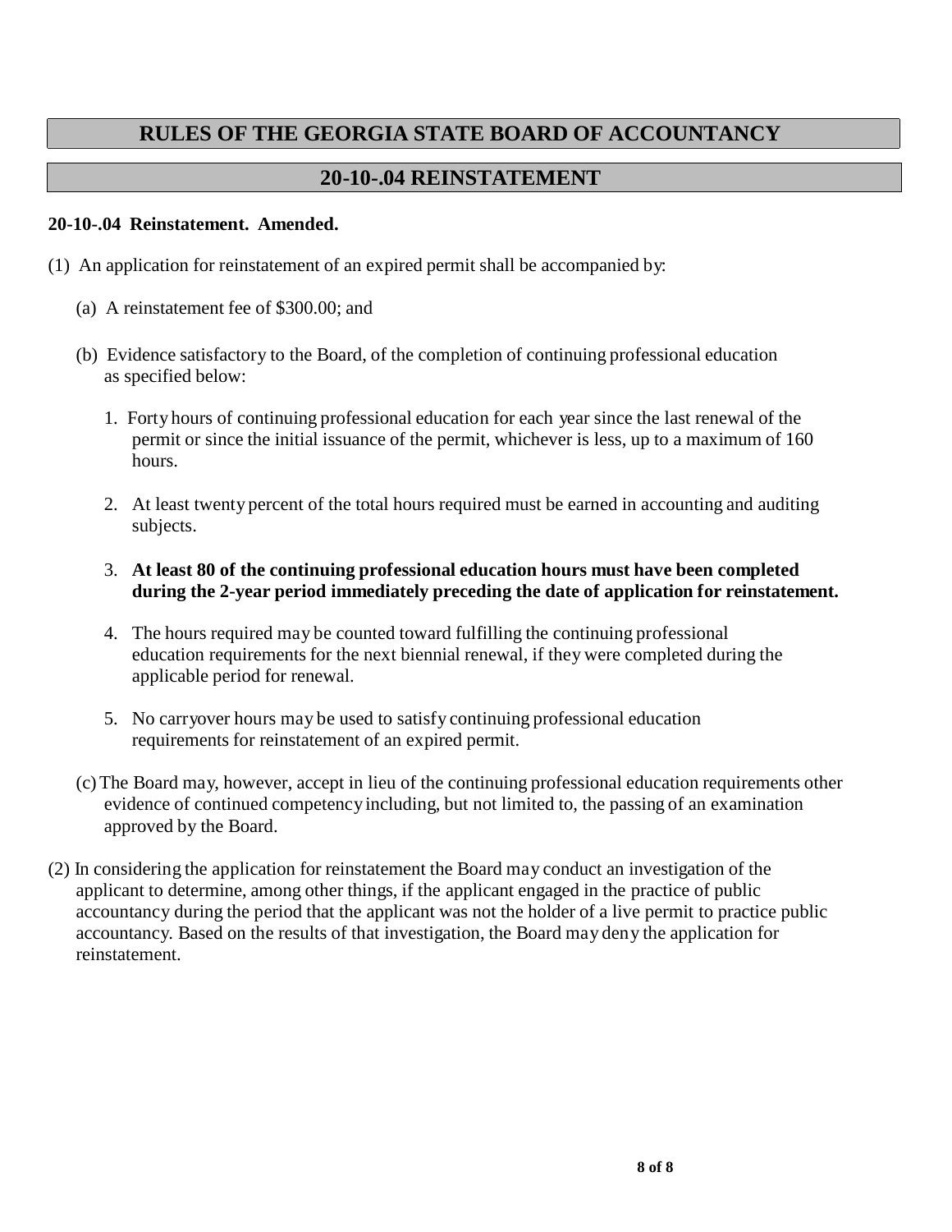# RULES OF THE GEORGIA STATE BOARD OF ACCOUNTANCY

## 20-10-.04 REINSTATEMENT

**20-10-.04 Reinstatement. Amended.**

(1) An application for reinstatement of an expired permit shall be accompanied by:

(a) A reinstatement fee of $300.00; and

(b) Evidence satisfactory to the Board, of the completion of continuing professional education as specified below:

1. Forty hours of continuing professional education for each year since the last renewal of the permit or since the initial issuance of the permit, whichever is less, up to a maximum of 160 hours.

2. At least twenty percent of the total hours required must be earned in accounting and auditing subjects.

3. **At least 80 of the continuing professional education hours must have been completed during the 2-year period immediately preceding the date of application for reinstatement.**

4. The hours required may be counted toward fulfilling the continuing professional education requirements for the next biennial renewal, if they were completed during the applicable period for renewal.

5. No carryover hours may be used to satisfy continuing professional education requirements for reinstatement of an expired permit.

(c) The Board may, however, accept in lieu of the continuing professional education requirements other evidence of continued competency including, but not limited to, the passing of an examination approved by the Board.

(2) In considering the application for reinstatement the Board may conduct an investigation of the applicant to determine, among other things, if the applicant engaged in the practice of public accountancy during the period that the applicant was not the holder of a live permit to practice public accountancy. Based on the results of that investigation, the Board may deny the application for reinstatement.